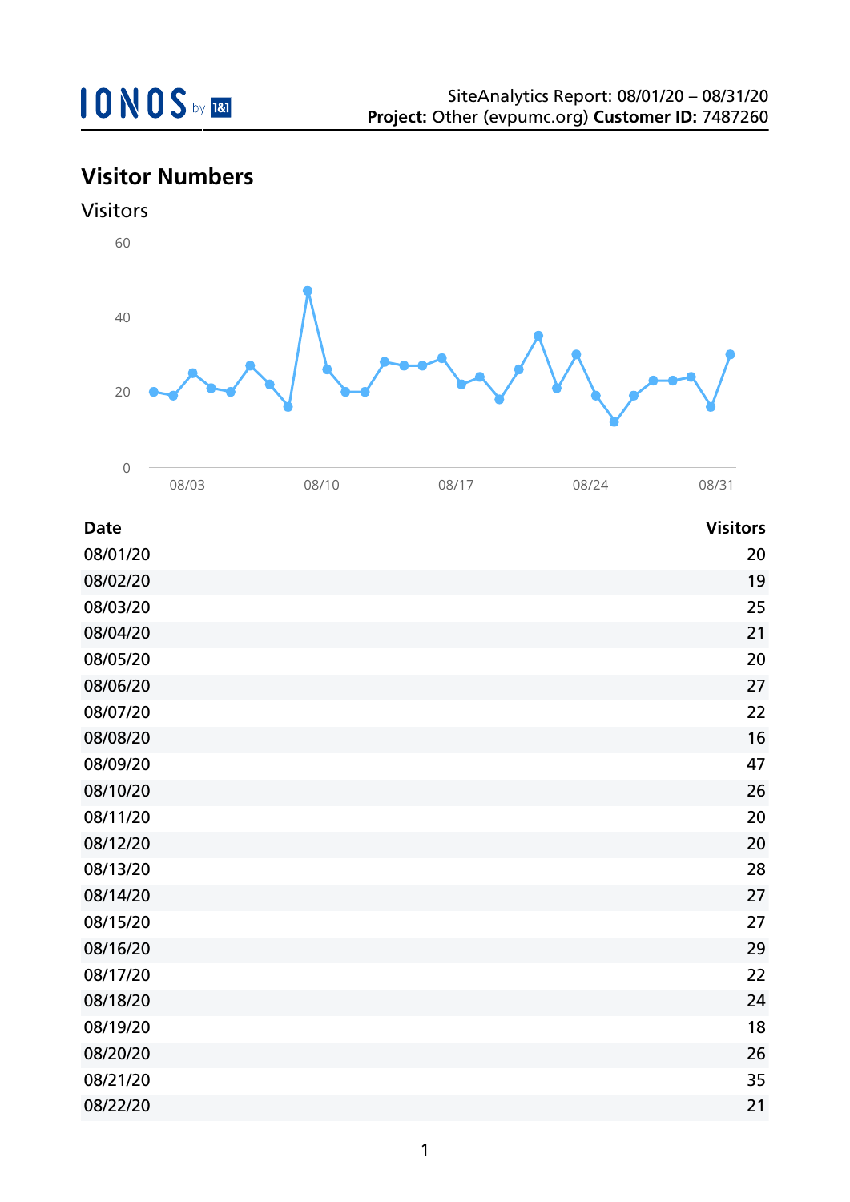IONOS by 1&1

SiteAnalytics Report: 08/01/20 – 08/31/20
**Project:** Other (evpumc.org) **Customer ID:** 7487260

## Visitor Numbers

### Visitors

| Date | Visitors |
|---|---|
| 08/01/20 | 20 |
| 08/02/20 | 19 |
| 08/03/20 | 25 |
| 08/04/20 | 21 |
| 08/05/20 | 20 |
| 08/06/20 | 27 |
| 08/07/20 | 22 |
| 08/08/20 | 16 |
| 08/09/20 | 47 |
| 08/10/20 | 26 |
| 08/11/20 | 20 |
| 08/12/20 | 20 |
| 08/13/20 | 28 |
| 08/14/20 | 27 |
| 08/15/20 | 27 |
| 08/16/20 | 29 |
| 08/17/20 | 22 |
| 08/18/20 | 24 |
| 08/19/20 | 18 |
| 08/20/20 | 26 |
| 08/21/20 | 35 |
| 08/22/20 | 21 |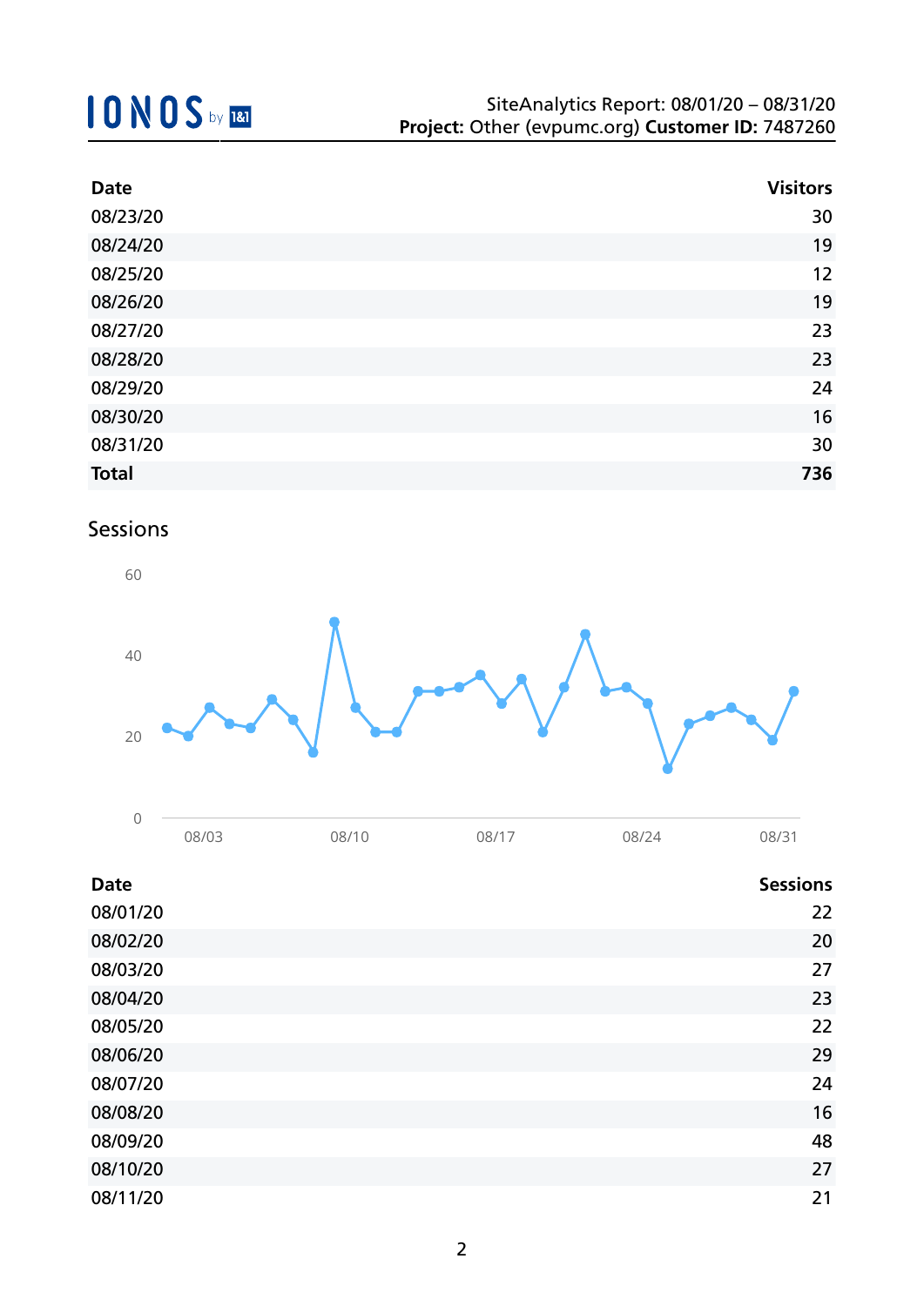| Date | Visitors |
|---|---|
| 08/23/20 | 30 |
| 08/24/20 | 19 |
| 08/25/20 | 12 |
| 08/26/20 | 19 |
| 08/27/20 | 23 |
| 08/28/20 | 23 |
| 08/29/20 | 24 |
| 08/30/20 | 16 |
| 08/31/20 | 30 |
| **Total** | **736** |

## Sessions

| Date | Sessions |
|---|---|
| 08/01/20 | 22 |
| 08/02/20 | 20 |
| 08/03/20 | 27 |
| 08/04/20 | 23 |
| 08/05/20 | 22 |
| 08/06/20 | 29 |
| 08/07/20 | 24 |
| 08/08/20 | 16 |
| 08/09/20 | 48 |
| 08/10/20 | 27 |
| 08/11/20 | 21 |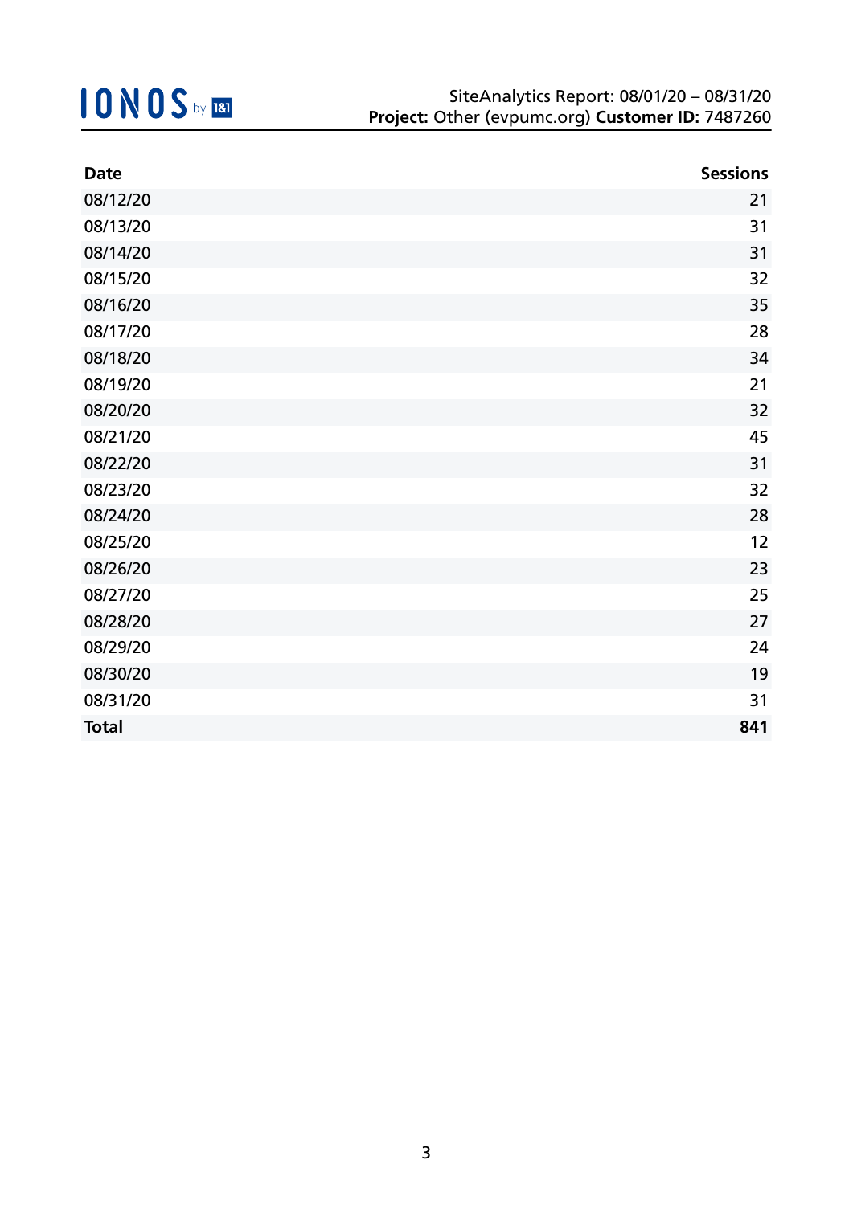| Date | Sessions |
|---|---|
| 08/12/20 | 21 |
| 08/13/20 | 31 |
| 08/14/20 | 31 |
| 08/15/20 | 32 |
| 08/16/20 | 35 |
| 08/17/20 | 28 |
| 08/18/20 | 34 |
| 08/19/20 | 21 |
| 08/20/20 | 32 |
| 08/21/20 | 45 |
| 08/22/20 | 31 |
| 08/23/20 | 32 |
| 08/24/20 | 28 |
| 08/25/20 | 12 |
| 08/26/20 | 23 |
| 08/27/20 | 25 |
| 08/28/20 | 27 |
| 08/29/20 | 24 |
| 08/30/20 | 19 |
| 08/31/20 | 31 |
| **Total** | **841** |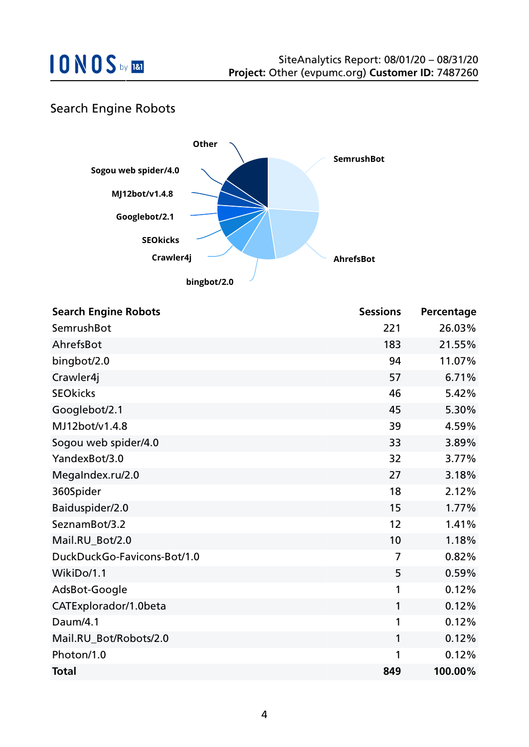## Search Engine Robots

| Search Engine Robots | Sessions | Percentage |
|---|---|---|
| SemrushBot | 221 | 26.03% |
| AhrefsBot | 183 | 21.55% |
| bingbot/2.0 | 94 | 11.07% |
| Crawler4j | 57 | 6.71% |
| SEOkicks | 46 | 5.42% |
| Googlebot/2.1 | 45 | 5.30% |
| MJ12bot/v1.4.8 | 39 | 4.59% |
| Sogou web spider/4.0 | 33 | 3.89% |
| YandexBot/3.0 | 32 | 3.77% |
| MegaIndex.ru/2.0 | 27 | 3.18% |
| 360Spider | 18 | 2.12% |
| Baiduspider/2.0 | 15 | 1.77% |
| SeznamBot/3.2 | 12 | 1.41% |
| Mail.RU_Bot/2.0 | 10 | 1.18% |
| DuckDuckGo-Favicons-Bot/1.0 | 7 | 0.82% |
| WikiDo/1.1 | 5 | 0.59% |
| AdsBot-Google | 1 | 0.12% |
| CATExplorador/1.0beta | 1 | 0.12% |
| Daum/4.1 | 1 | 0.12% |
| Mail.RU_Bot/Robots/2.0 | 1 | 0.12% |
| Photon/1.0 | 1 | 0.12% |
| **Total** | **849** | **100.00%** |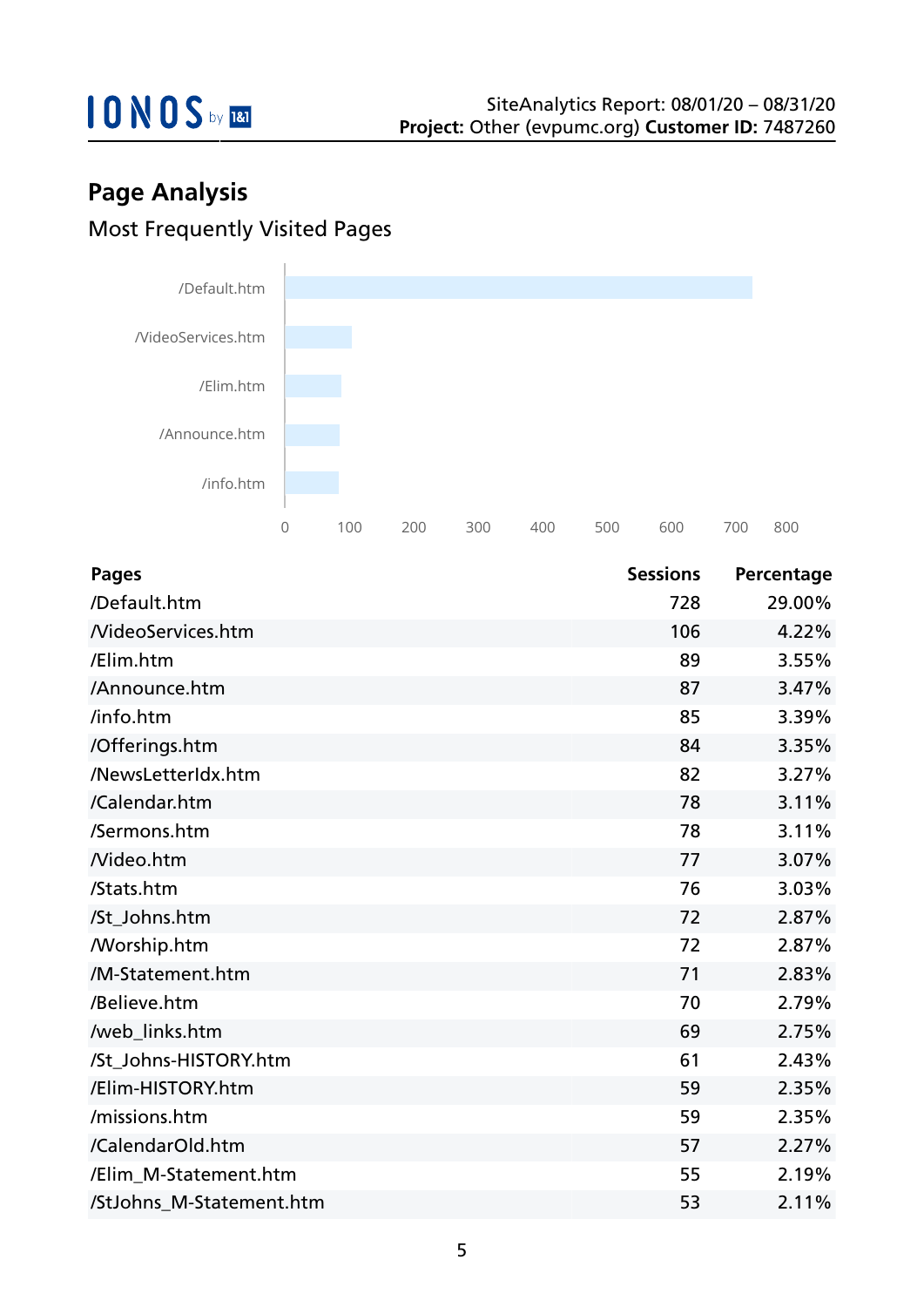## Page Analysis

### Most Frequently Visited Pages

| Pages | Sessions | Percentage |
|---|---|---|
| /Default.htm | 728 | 29.00% |
| /VideoServices.htm | 106 | 4.22% |
| /Elim.htm | 89 | 3.55% |
| /Announce.htm | 87 | 3.47% |
| /info.htm | 85 | 3.39% |
| /Offerings.htm | 84 | 3.35% |
| /NewsLetterIdx.htm | 82 | 3.27% |
| /Calendar.htm | 78 | 3.11% |
| /Sermons.htm | 78 | 3.11% |
| /Video.htm | 77 | 3.07% |
| /Stats.htm | 76 | 3.03% |
| /St_Johns.htm | 72 | 2.87% |
| /Worship.htm | 72 | 2.87% |
| /M-Statement.htm | 71 | 2.83% |
| /Believe.htm | 70 | 2.79% |
| /web_links.htm | 69 | 2.75% |
| /St_Johns-HISTORY.htm | 61 | 2.43% |
| /Elim-HISTORY.htm | 59 | 2.35% |
| /missions.htm | 59 | 2.35% |
| /CalendarOld.htm | 57 | 2.27% |
| /Elim_M-Statement.htm | 55 | 2.19% |
| /StJohns_M-Statement.htm | 53 | 2.11% |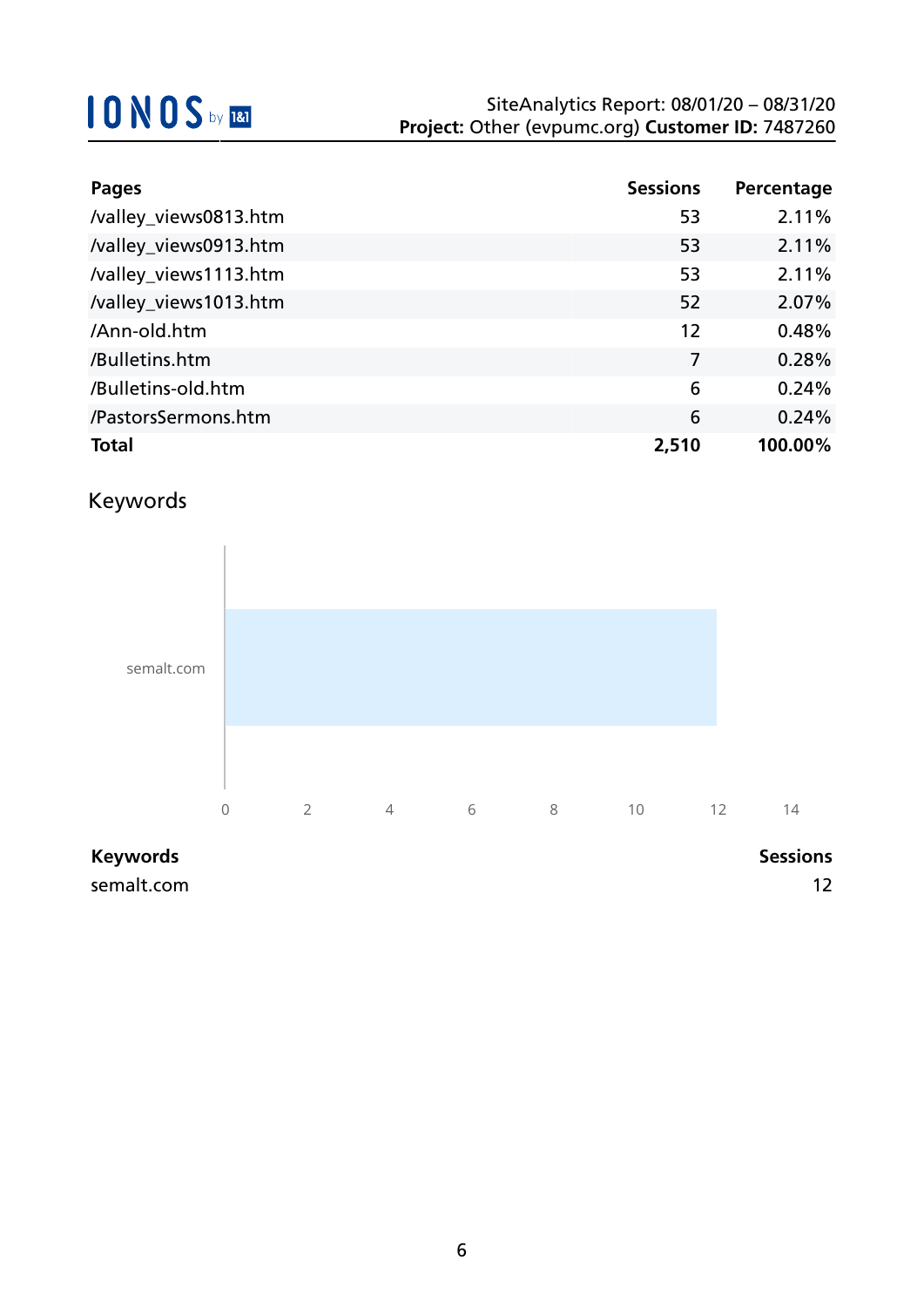| Pages | Sessions | Percentage |
| --- | --- | --- |
| /valley_views0813.htm | 53 | 2.11% |
| /valley_views0913.htm | 53 | 2.11% |
| /valley_views1113.htm | 53 | 2.11% |
| /valley_views1013.htm | 52 | 2.07% |
| /Ann-old.htm | 12 | 0.48% |
| /Bulletins.htm | 7 | 0.28% |
| /Bulletins-old.htm | 6 | 0.24% |
| /PastorsSermons.htm | 6 | 0.24% |
| **Total** | **2,510** | **100.00%** |

## Keywords

| Keywords | Sessions |
| --- | --- |
| semalt.com | 12 |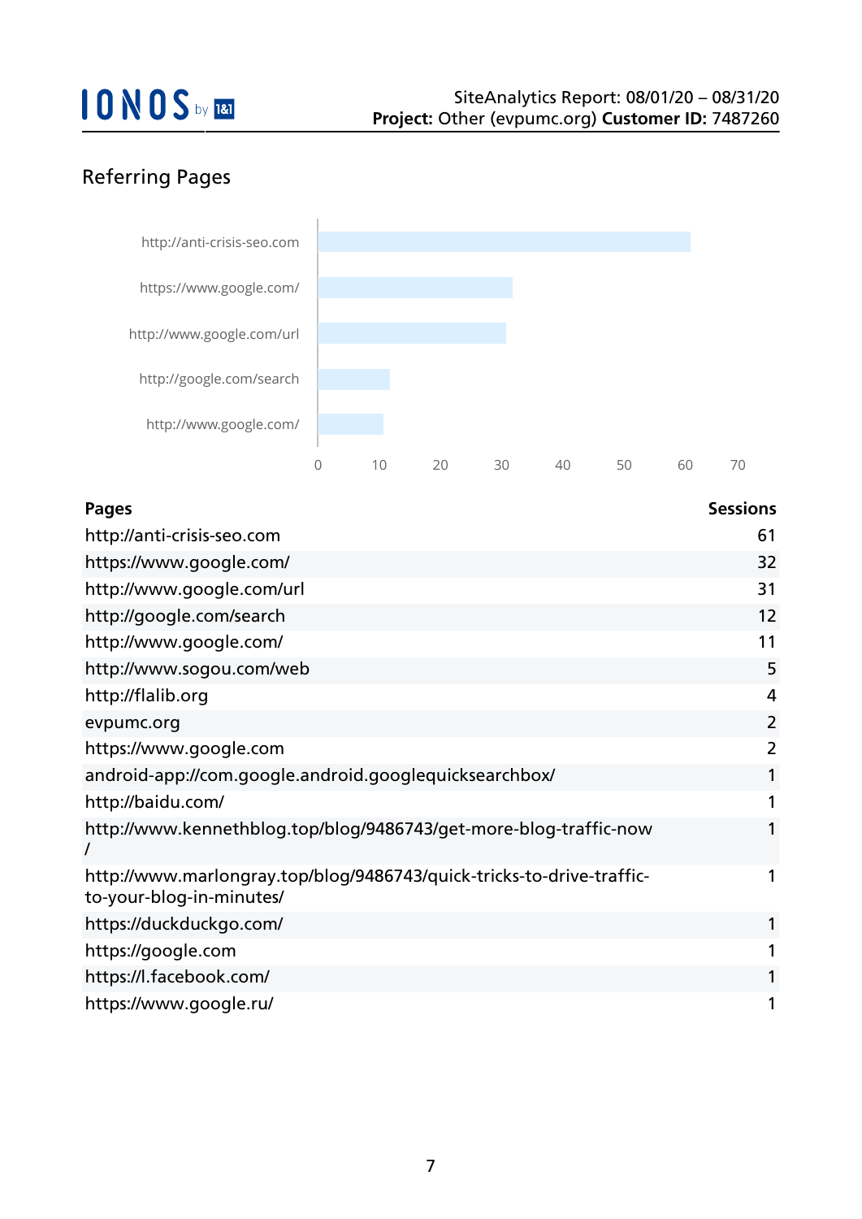## Referring Pages

| Pages | Sessions |
| --- | --- |
| http://anti-crisis-seo.com | 61 |
| https://www.google.com/ | 32 |
| http://www.google.com/url | 31 |
| http://google.com/search | 12 |
| http://www.google.com/ | 11 |
| http://www.sogou.com/web | 5 |
| http://flalib.org | 4 |
| evpumc.org | 2 |
| https://www.google.com | 2 |
| android-app://com.google.android.googlequicksearchbox/ | 1 |
| http://baidu.com/ | 1 |
| http://www.kennethblog.top/blog/9486743/get-more-blog-traffic-now/ | 1 |
| http://www.marlongray.top/blog/9486743/quick-tricks-to-drive-traffic-to-your-blog-in-minutes/ | 1 |
| https://duckduckgo.com/ | 1 |
| https://google.com | 1 |
| https://l.facebook.com/ | 1 |
| https://www.google.ru/ | 1 |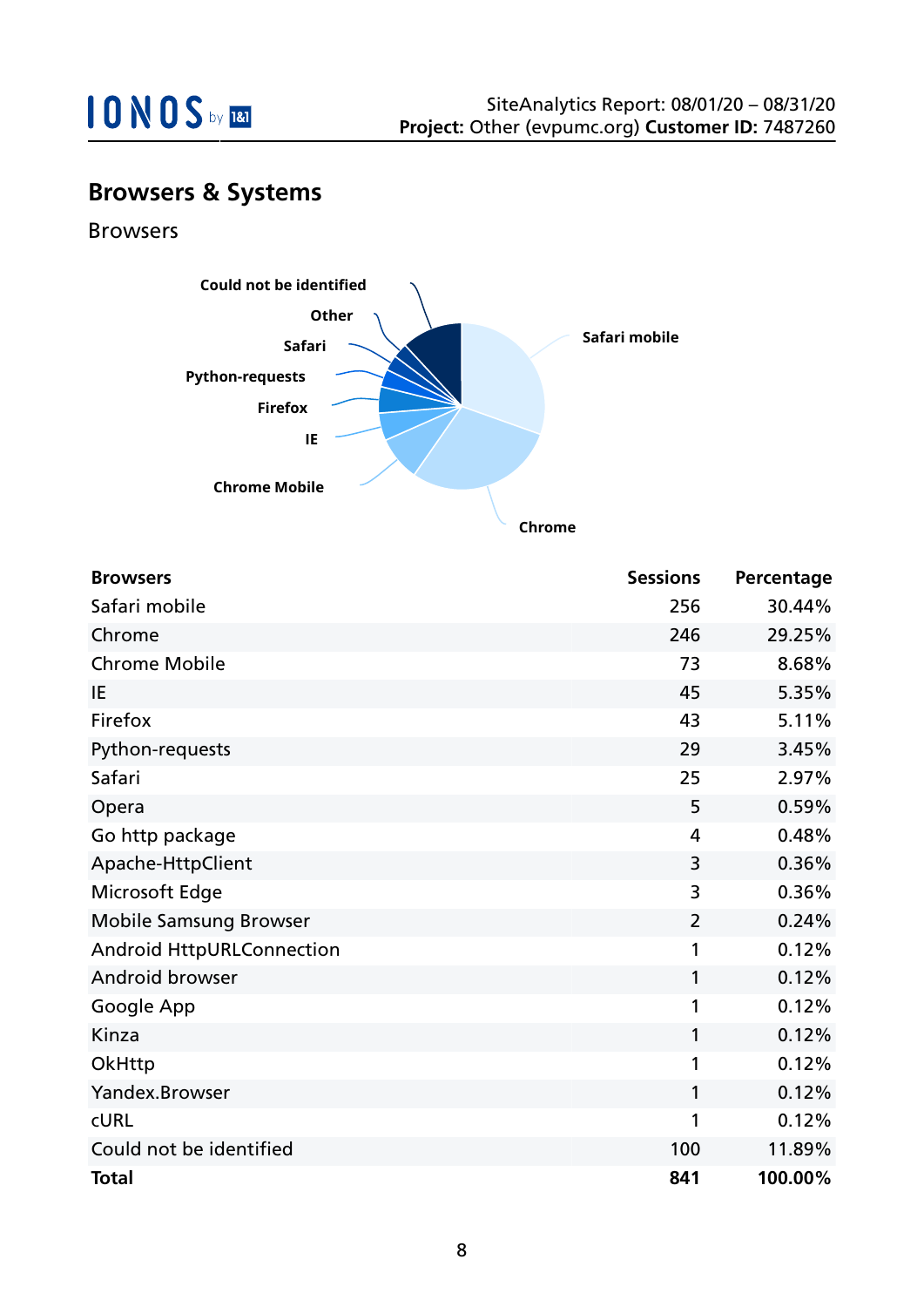## Browsers & Systems

### Browsers

| Browsers | Sessions | Percentage |
|---|---|---|
| Safari mobile | 256 | 30.44% |
| Chrome | 246 | 29.25% |
| Chrome Mobile | 73 | 8.68% |
| IE | 45 | 5.35% |
| Firefox | 43 | 5.11% |
| Python-requests | 29 | 3.45% |
| Safari | 25 | 2.97% |
| Opera | 5 | 0.59% |
| Go http package | 4 | 0.48% |
| Apache-HttpClient | 3 | 0.36% |
| Microsoft Edge | 3 | 0.36% |
| Mobile Samsung Browser | 2 | 0.24% |
| Android HttpURLConnection | 1 | 0.12% |
| Android browser | 1 | 0.12% |
| Google App | 1 | 0.12% |
| Kinza | 1 | 0.12% |
| OkHttp | 1 | 0.12% |
| Yandex.Browser | 1 | 0.12% |
| cURL | 1 | 0.12% |
| Could not be identified | 100 | 11.89% |
| **Total** | **841** | **100.00%** |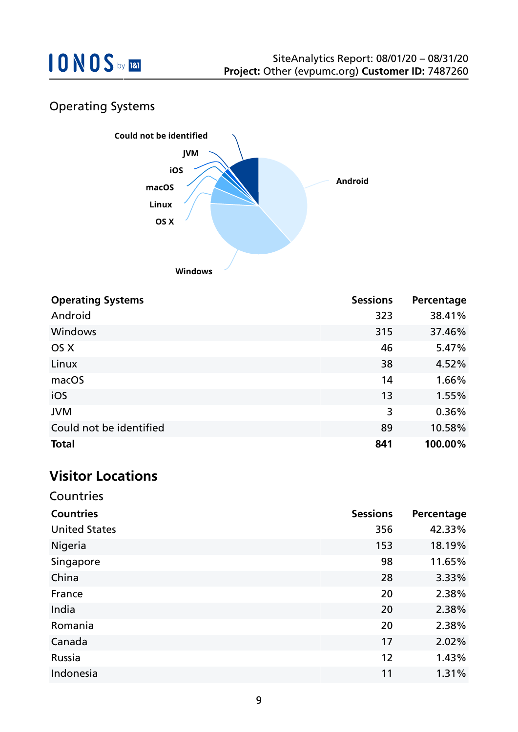## Operating Systems

| Operating Systems | Sessions | Percentage |
|---|---|---|
| Android | 323 | 38.41% |
| Windows | 315 | 37.46% |
| OS X | 46 | 5.47% |
| Linux | 38 | 4.52% |
| macOS | 14 | 1.66% |
| iOS | 13 | 1.55% |
| JVM | 3 | 0.36% |
| Could not be identified | 89 | 10.58% |
| **Total** | **841** | **100.00%** |

# Visitor Locations

## Countries

| Countries | Sessions | Percentage |
|---|---|---|
| United States | 356 | 42.33% |
| Nigeria | 153 | 18.19% |
| Singapore | 98 | 11.65% |
| China | 28 | 3.33% |
| France | 20 | 2.38% |
| India | 20 | 2.38% |
| Romania | 20 | 2.38% |
| Canada | 17 | 2.02% |
| Russia | 12 | 1.43% |
| Indonesia | 11 | 1.31% |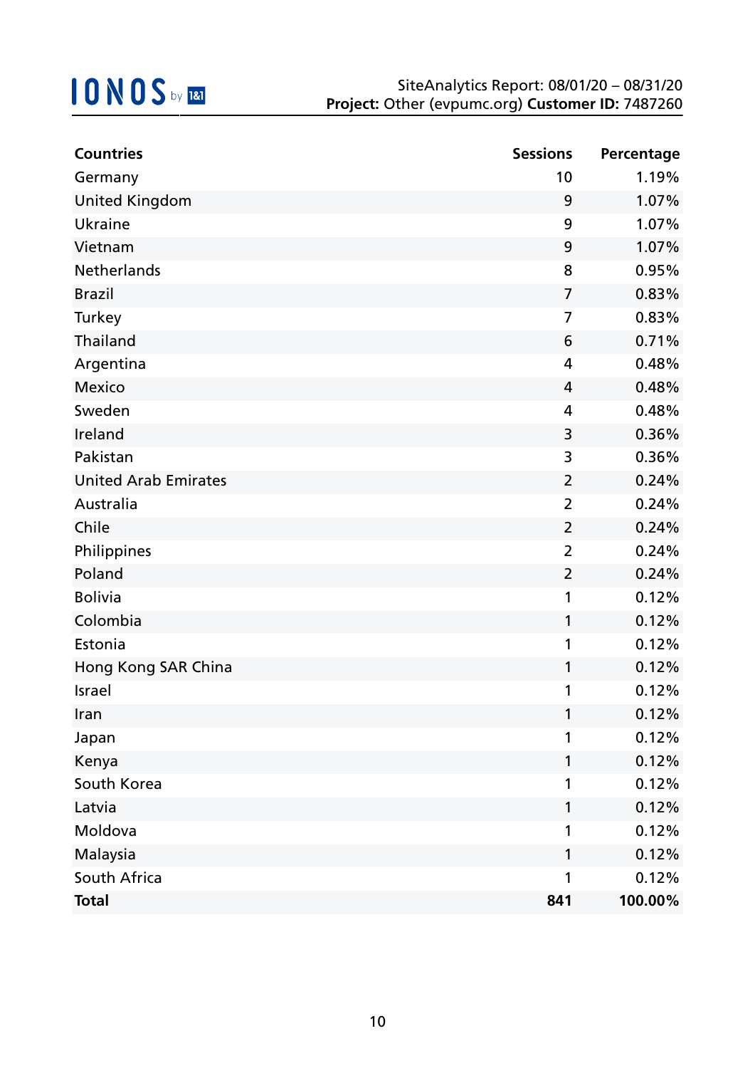SiteAnalytics Report: 08/01/20 – 08/31/20
**Project:** Other (evpumc.org) **Customer ID:** 7487260

| Countries | Sessions | Percentage |
|---|---|---|
| Germany | 10 | 1.19% |
| United Kingdom | 9 | 1.07% |
| Ukraine | 9 | 1.07% |
| Vietnam | 9 | 1.07% |
| Netherlands | 8 | 0.95% |
| Brazil | 7 | 0.83% |
| Turkey | 7 | 0.83% |
| Thailand | 6 | 0.71% |
| Argentina | 4 | 0.48% |
| Mexico | 4 | 0.48% |
| Sweden | 4 | 0.48% |
| Ireland | 3 | 0.36% |
| Pakistan | 3 | 0.36% |
| United Arab Emirates | 2 | 0.24% |
| Australia | 2 | 0.24% |
| Chile | 2 | 0.24% |
| Philippines | 2 | 0.24% |
| Poland | 2 | 0.24% |
| Bolivia | 1 | 0.12% |
| Colombia | 1 | 0.12% |
| Estonia | 1 | 0.12% |
| Hong Kong SAR China | 1 | 0.12% |
| Israel | 1 | 0.12% |
| Iran | 1 | 0.12% |
| Japan | 1 | 0.12% |
| Kenya | 1 | 0.12% |
| South Korea | 1 | 0.12% |
| Latvia | 1 | 0.12% |
| Moldova | 1 | 0.12% |
| Malaysia | 1 | 0.12% |
| South Africa | 1 | 0.12% |
| **Total** | **841** | **100.00%** |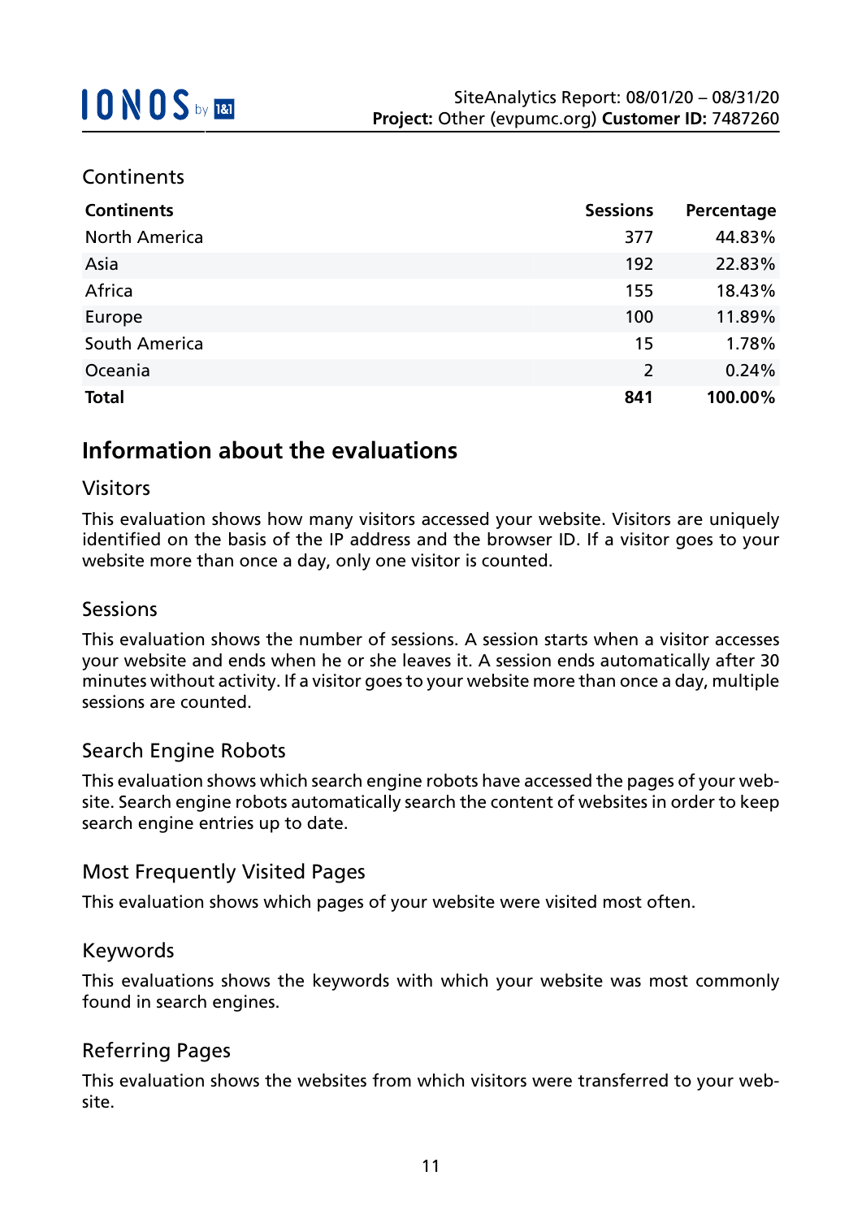## Continents

| Continents | Sessions | Percentage |
|---|---|---|
| North America | 377 | 44.83% |
| Asia | 192 | 22.83% |
| Africa | 155 | 18.43% |
| Europe | 100 | 11.89% |
| South America | 15 | 1.78% |
| Oceania | 2 | 0.24% |
| **Total** | **841** | **100.00%** |

# Information about the evaluations

## Visitors

This evaluation shows how many visitors accessed your website. Visitors are uniquely identified on the basis of the IP address and the browser ID. If a visitor goes to your website more than once a day, only one visitor is counted.

## Sessions

This evaluation shows the number of sessions. A session starts when a visitor accesses your website and ends when he or she leaves it. A session ends automatically after 30 minutes without activity. If a visitor goes to your website more than once a day, multiple sessions are counted.

## Search Engine Robots

This evaluation shows which search engine robots have accessed the pages of your website. Search engine robots automatically search the content of websites in order to keep search engine entries up to date.

## Most Frequently Visited Pages

This evaluation shows which pages of your website were visited most often.

## Keywords

This evaluations shows the keywords with which your website was most commonly found in search engines.

## Referring Pages

This evaluation shows the websites from which visitors were transferred to your website.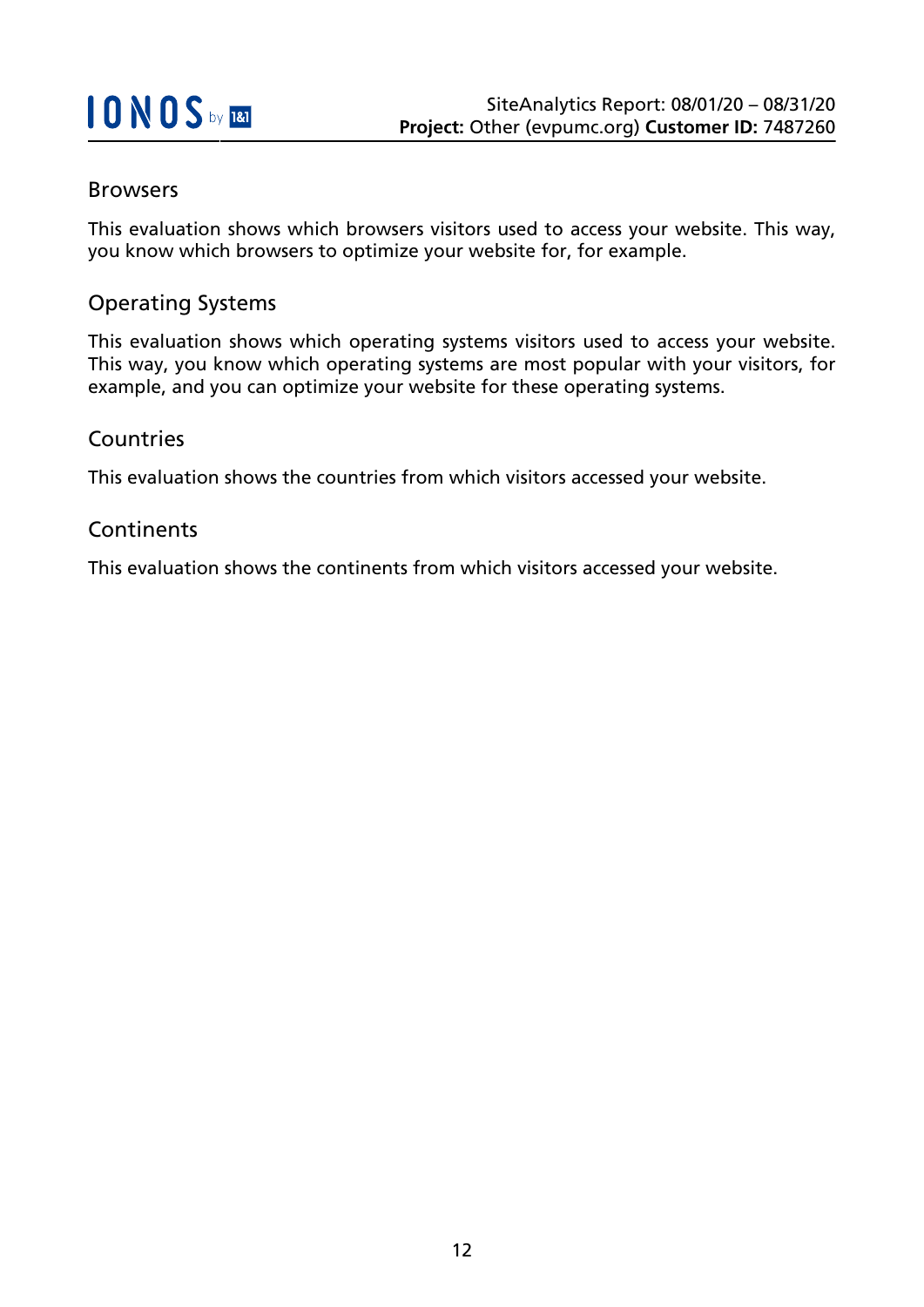## Browsers

This evaluation shows which browsers visitors used to access your website. This way, you know which browsers to optimize your website for, for example.

## Operating Systems

This evaluation shows which operating systems visitors used to access your website. This way, you know which operating systems are most popular with your visitors, for example, and you can optimize your website for these operating systems.

## Countries

This evaluation shows the countries from which visitors accessed your website.

## Continents

This evaluation shows the continents from which visitors accessed your website.